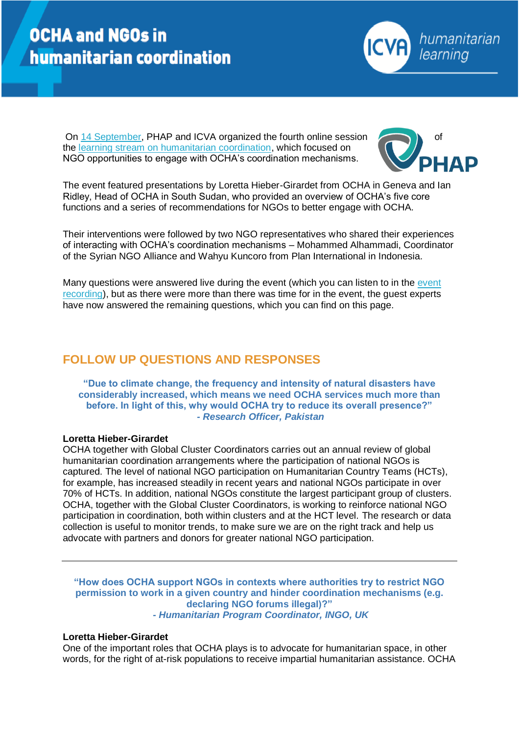# OCHA and NGOs in humanitarian coordination

ICVA humanitarian learning

On 14 September, PHAP and ICVA organized the fourth online session of the learning stream on humanitarian coordination, which focused on NGO opportunities to engage with OCHA's coordination mechanisms.

The event featured presentations by Loretta Hieber-Girardet from OCHA in Geneva and Ian Ridley, Head of OCHA in South Sudan, who provided an overview of OCHA's five core functions and a series of recommendations for NGOs to better engage with OCHA.

Their interventions were followed by two NGO representatives who shared their experiences of interacting with OCHA's coordination mechanisms – Mohammed Alhammadi, Coordinator of the Syrian NGO Alliance and Wahyu Kuncoro from Plan International in Indonesia.

Many questions were answered live during the event (which you can listen to in the event recording), but as there were more than there was time for in the event, the guest experts have now answered the remaining questions, which you can find on this page.

## FOLLOW UP QUESTIONS AND RESPONSES

**"Due to climate change, the frequency and intensity of natural disasters have considerably increased, which means we need OCHA services much more than before. In light of this, why would OCHA try to reduce its overall presence?"**
***- Research Officer, Pakistan***

**Loretta Hieber-Girardet**
OCHA together with Global Cluster Coordinators carries out an annual review of global humanitarian coordination arrangements where the participation of national NGOs is captured. The level of national NGO participation on Humanitarian Country Teams (HCTs), for example, has increased steadily in recent years and national NGOs participate in over 70% of HCTs. In addition, national NGOs constitute the largest participant group of clusters. OCHA, together with the Global Cluster Coordinators, is working to reinforce national NGO participation in coordination, both within clusters and at the HCT level. The research or data collection is useful to monitor trends, to make sure we are on the right track and help us advocate with partners and donors for greater national NGO participation.

---

**"How does OCHA support NGOs in contexts where authorities try to restrict NGO permission to work in a given country and hinder coordination mechanisms (e.g. declaring NGO forums illegal)?"**
***- Humanitarian Program Coordinator, INGO, UK***

**Loretta Hieber-Girardet**
One of the important roles that OCHA plays is to advocate for humanitarian space, in other words, for the right of at-risk populations to receive impartial humanitarian assistance. OCHA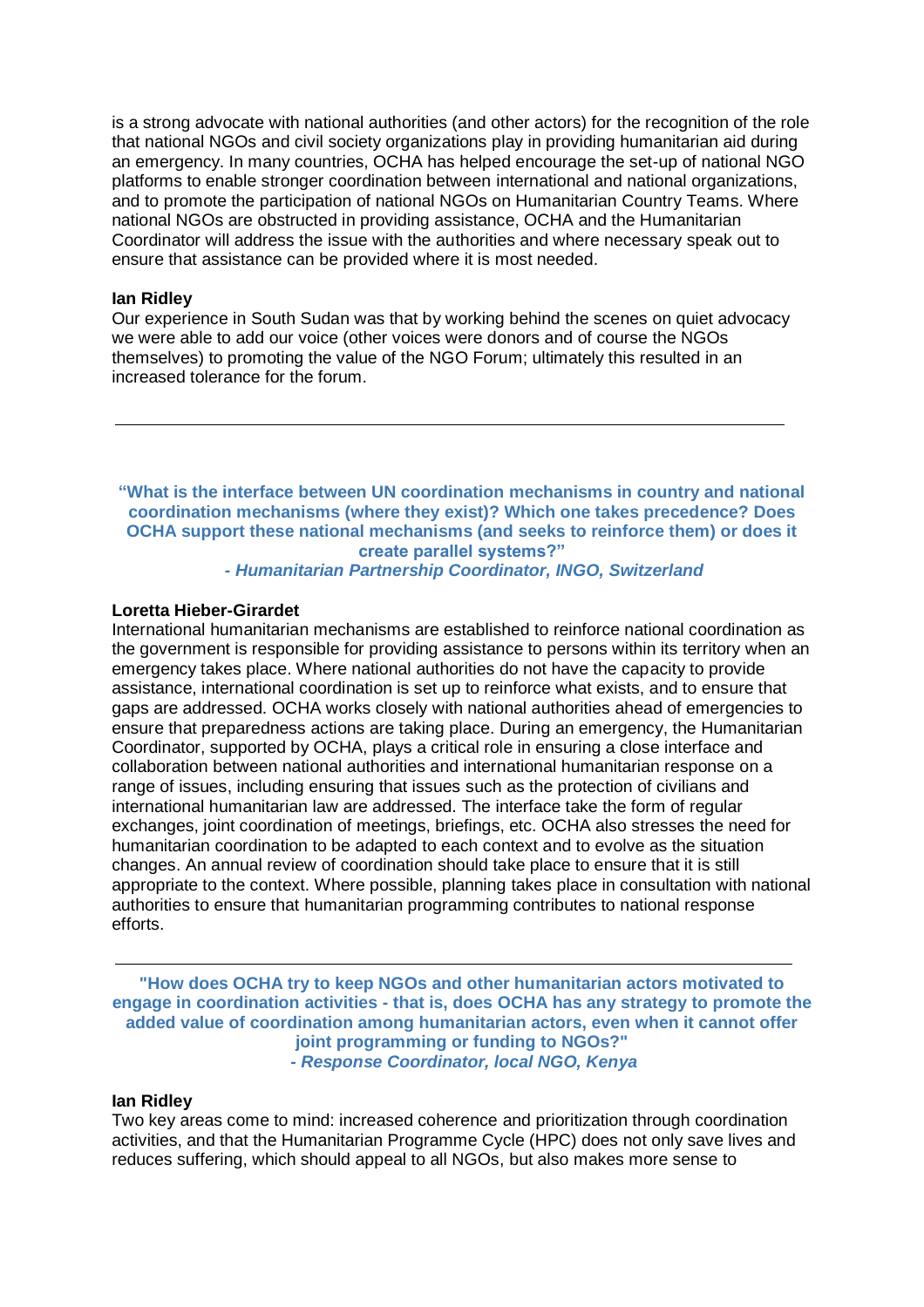is a strong advocate with national authorities (and other actors) for the recognition of the role that national NGOs and civil society organizations play in providing humanitarian aid during an emergency. In many countries, OCHA has helped encourage the set-up of national NGO platforms to enable stronger coordination between international and national organizations, and to promote the participation of national NGOs on Humanitarian Country Teams. Where national NGOs are obstructed in providing assistance, OCHA and the Humanitarian Coordinator will address the issue with the authorities and where necessary speak out to ensure that assistance can be provided where it is most needed.

**Ian Ridley**
Our experience in South Sudan was that by working behind the scenes on quiet advocacy we were able to add our voice (other voices were donors and of course the NGOs themselves) to promoting the value of the NGO Forum; ultimately this resulted in an increased tolerance for the forum.

---

**"What is the interface between UN coordination mechanisms in country and national coordination mechanisms (where they exist)? Which one takes precedence? Does OCHA support these national mechanisms (and seeks to reinforce them) or does it create parallel systems?"**
***- Humanitarian Partnership Coordinator, INGO, Switzerland***

**Loretta Hieber-Girardet**
International humanitarian mechanisms are established to reinforce national coordination as the government is responsible for providing assistance to persons within its territory when an emergency takes place. Where national authorities do not have the capacity to provide assistance, international coordination is set up to reinforce what exists, and to ensure that gaps are addressed. OCHA works closely with national authorities ahead of emergencies to ensure that preparedness actions are taking place. During an emergency, the Humanitarian Coordinator, supported by OCHA, plays a critical role in ensuring a close interface and collaboration between national authorities and international humanitarian response on a range of issues, including ensuring that issues such as the protection of civilians and international humanitarian law are addressed. The interface take the form of regular exchanges, joint coordination of meetings, briefings, etc. OCHA also stresses the need for humanitarian coordination to be adapted to each context and to evolve as the situation changes. An annual review of coordination should take place to ensure that it is still appropriate to the context. Where possible, planning takes place in consultation with national authorities to ensure that humanitarian programming contributes to national response efforts.

---

**"How does OCHA try to keep NGOs and other humanitarian actors motivated to engage in coordination activities - that is, does OCHA has any strategy to promote the added value of coordination among humanitarian actors, even when it cannot offer joint programming or funding to NGOs?"**
***- Response Coordinator, local NGO, Kenya***

**Ian Ridley**
Two key areas come to mind: increased coherence and prioritization through coordination activities, and that the Humanitarian Programme Cycle (HPC) does not only save lives and reduces suffering, which should appeal to all NGOs, but also makes more sense to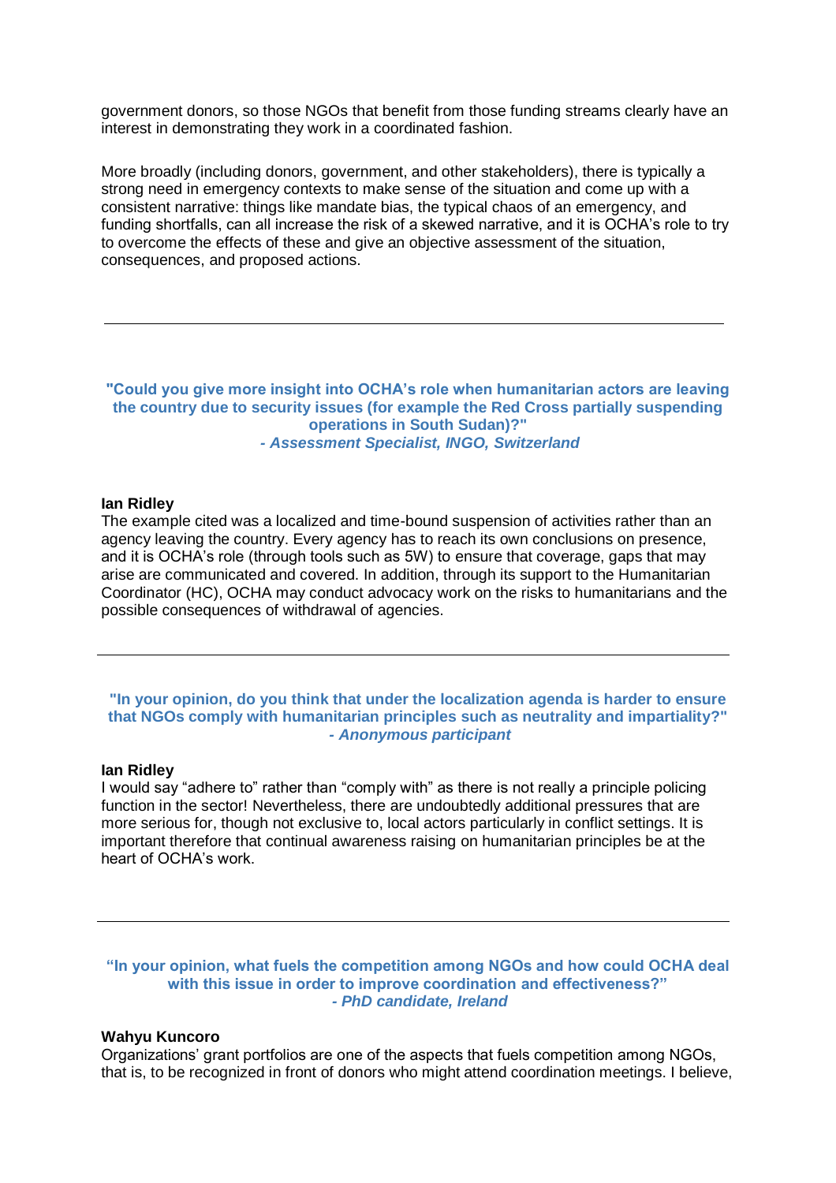government donors, so those NGOs that benefit from those funding streams clearly have an interest in demonstrating they work in a coordinated fashion.

More broadly (including donors, government, and other stakeholders), there is typically a strong need in emergency contexts to make sense of the situation and come up with a consistent narrative: things like mandate bias, the typical chaos of an emergency, and funding shortfalls, can all increase the risk of a skewed narrative, and it is OCHA's role to try to overcome the effects of these and give an objective assessment of the situation, consequences, and proposed actions.

---

**"Could you give more insight into OCHA's role when humanitarian actors are leaving the country due to security issues (for example the Red Cross partially suspending operations in South Sudan)?"**
***- Assessment Specialist, INGO, Switzerland***

**Ian Ridley**
The example cited was a localized and time-bound suspension of activities rather than an agency leaving the country. Every agency has to reach its own conclusions on presence, and it is OCHA's role (through tools such as 5W) to ensure that coverage, gaps that may arise are communicated and covered. In addition, through its support to the Humanitarian Coordinator (HC), OCHA may conduct advocacy work on the risks to humanitarians and the possible consequences of withdrawal of agencies.

---

**"In your opinion, do you think that under the localization agenda is harder to ensure that NGOs comply with humanitarian principles such as neutrality and impartiality?"**
***- Anonymous participant***

**Ian Ridley**
I would say "adhere to" rather than "comply with" as there is not really a principle policing function in the sector! Nevertheless, there are undoubtedly additional pressures that are more serious for, though not exclusive to, local actors particularly in conflict settings. It is important therefore that continual awareness raising on humanitarian principles be at the heart of OCHA's work.

---

**"In your opinion, what fuels the competition among NGOs and how could OCHA deal with this issue in order to improve coordination and effectiveness?"**
***- PhD candidate, Ireland***

**Wahyu Kuncoro**
Organizations' grant portfolios are one of the aspects that fuels competition among NGOs, that is, to be recognized in front of donors who might attend coordination meetings. I believe,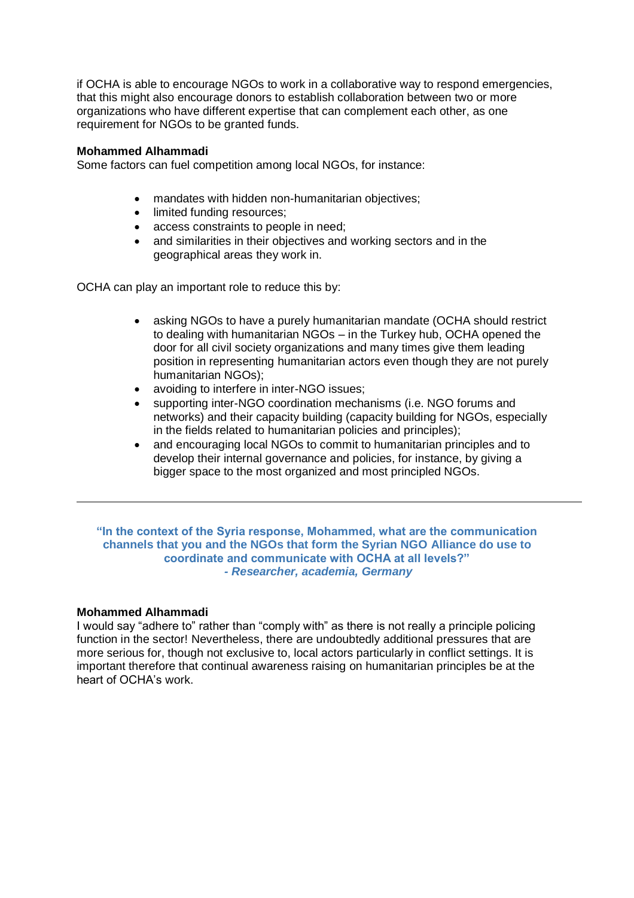if OCHA is able to encourage NGOs to work in a collaborative way to respond emergencies, that this might also encourage donors to establish collaboration between two or more organizations who have different expertise that can complement each other, as one requirement for NGOs to be granted funds.

**Mohammed Alhammadi**
Some factors can fuel competition among local NGOs, for instance:

- mandates with hidden non-humanitarian objectives;
- limited funding resources;
- access constraints to people in need;
- and similarities in their objectives and working sectors and in the geographical areas they work in.

OCHA can play an important role to reduce this by:

- asking NGOs to have a purely humanitarian mandate (OCHA should restrict to dealing with humanitarian NGOs – in the Turkey hub, OCHA opened the door for all civil society organizations and many times give them leading position in representing humanitarian actors even though they are not purely humanitarian NGOs);
- avoiding to interfere in inter-NGO issues;
- supporting inter-NGO coordination mechanisms (i.e. NGO forums and networks) and their capacity building (capacity building for NGOs, especially in the fields related to humanitarian policies and principles);
- and encouraging local NGOs to commit to humanitarian principles and to develop their internal governance and policies, for instance, by giving a bigger space to the most organized and most principled NGOs.

---

**"In the context of the Syria response, Mohammed, what are the communication channels that you and the NGOs that form the Syrian NGO Alliance do use to coordinate and communicate with OCHA at all levels?"**
***- Researcher, academia, Germany***

**Mohammed Alhammadi**
I would say "adhere to" rather than "comply with" as there is not really a principle policing function in the sector! Nevertheless, there are undoubtedly additional pressures that are more serious for, though not exclusive to, local actors particularly in conflict settings. It is important therefore that continual awareness raising on humanitarian principles be at the heart of OCHA's work.